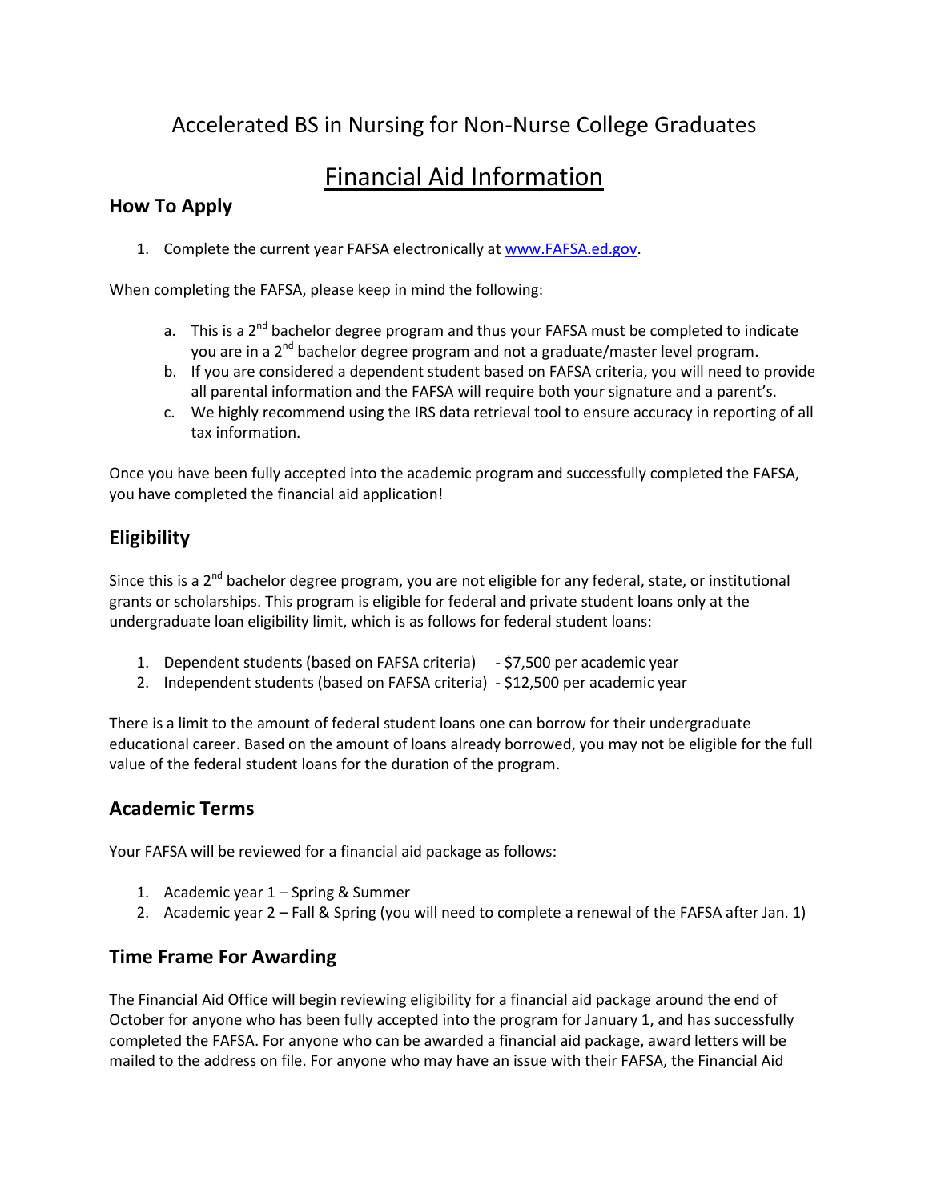# Accelerated BS in Nursing for Non-Nurse College Graduates

## Financial Aid Information

### How To Apply

1. Complete the current year FAFSA electronically at [www.FAFSA.ed.gov](http://www.FAFSA.ed.gov).

When completing the FAFSA, please keep in mind the following:

   a. This is a 2nd bachelor degree program and thus your FAFSA must be completed to indicate you are in a 2nd bachelor degree program and not a graduate/master level program.
   b. If you are considered a dependent student based on FAFSA criteria, you will need to provide all parental information and the FAFSA will require both your signature and a parent's.
   c. We highly recommend using the IRS data retrieval tool to ensure accuracy in reporting of all tax information.

Once you have been fully accepted into the academic program and successfully completed the FAFSA, you have completed the financial aid application!

### Eligibility

Since this is a 2nd bachelor degree program, you are not eligible for any federal, state, or institutional grants or scholarships. This program is eligible for federal and private student loans only at the undergraduate loan eligibility limit, which is as follows for federal student loans:

1. Dependent students (based on FAFSA criteria) - $7,500 per academic year
2. Independent students (based on FAFSA criteria) - $12,500 per academic year

There is a limit to the amount of federal student loans one can borrow for their undergraduate educational career. Based on the amount of loans already borrowed, you may not be eligible for the full value of the federal student loans for the duration of the program.

### Academic Terms

Your FAFSA will be reviewed for a financial aid package as follows:

1. Academic year 1 – Spring & Summer
2. Academic year 2 – Fall & Spring (you will need to complete a renewal of the FAFSA after Jan. 1)

### Time Frame For Awarding

The Financial Aid Office will begin reviewing eligibility for a financial aid package around the end of October for anyone who has been fully accepted into the program for January 1, and has successfully completed the FAFSA. For anyone who can be awarded a financial aid package, award letters will be mailed to the address on file. For anyone who may have an issue with their FAFSA, the Financial Aid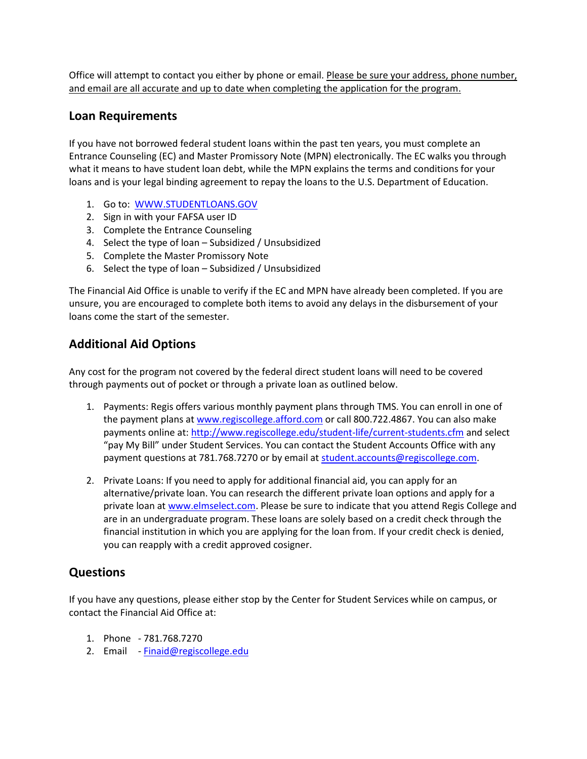Office will attempt to contact you either by phone or email. Please be sure your address, phone number, and email are all accurate and up to date when completing the application for the program.

## Loan Requirements

If you have not borrowed federal student loans within the past ten years, you must complete an Entrance Counseling (EC) and Master Promissory Note (MPN) electronically. The EC walks you through what it means to have student loan debt, while the MPN explains the terms and conditions for your loans and is your legal binding agreement to repay the loans to the U.S. Department of Education.

1. Go to: WWW.STUDENTLOANS.GOV
2. Sign in with your FAFSA user ID
3. Complete the Entrance Counseling
4. Select the type of loan – Subsidized / Unsubsidized
5. Complete the Master Promissory Note
6. Select the type of loan – Subsidized / Unsubsidized

The Financial Aid Office is unable to verify if the EC and MPN have already been completed. If you are unsure, you are encouraged to complete both items to avoid any delays in the disbursement of your loans come the start of the semester.

## Additional Aid Options

Any cost for the program not covered by the federal direct student loans will need to be covered through payments out of pocket or through a private loan as outlined below.

1. Payments: Regis offers various monthly payment plans through TMS. You can enroll in one of the payment plans at www.regiscollege.afford.com or call 800.722.4867. You can also make payments online at: http://www.regiscollege.edu/student-life/current-students.cfm and select "pay My Bill" under Student Services. You can contact the Student Accounts Office with any payment questions at 781.768.7270 or by email at student.accounts@regiscollege.com.

2. Private Loans: If you need to apply for additional financial aid, you can apply for an alternative/private loan. You can research the different private loan options and apply for a private loan at www.elmselect.com. Please be sure to indicate that you attend Regis College and are in an undergraduate program. These loans are solely based on a credit check through the financial institution in which you are applying for the loan from. If your credit check is denied, you can reapply with a credit approved cosigner.

## Questions

If you have any questions, please either stop by the Center for Student Services while on campus, or contact the Financial Aid Office at:

1. Phone - 781.768.7270
2. Email - Finaid@regiscollege.edu